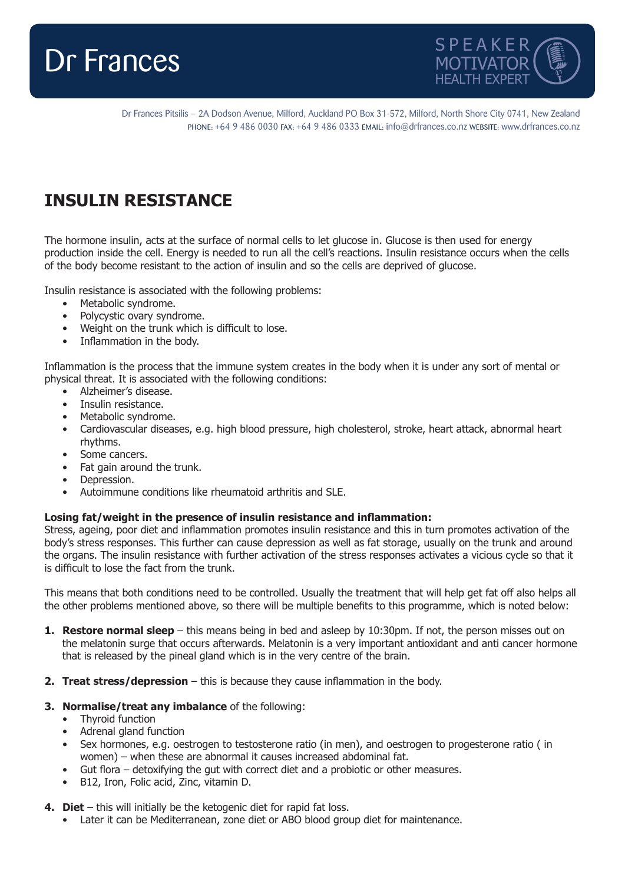# Dr Frances

SPEAKER
MOTIVATOR
HEALTH EXPERT

Dr Frances Pitsilis – 2A Dodson Avenue, Milford, Auckland PO Box 31-572, Milford, North Shore City 0741, New Zealand
PHONE: +64 9 486 0030 FAX: +64 9 486 0333 EMAIL: info@drfrances.co.nz WEBSITE: www.drfrances.co.nz

## INSULIN RESISTANCE

The hormone insulin, acts at the surface of normal cells to let glucose in. Glucose is then used for energy production inside the cell. Energy is needed to run all the cell's reactions. Insulin resistance occurs when the cells of the body become resistant to the action of insulin and so the cells are deprived of glucose.

Insulin resistance is associated with the following problems:

- Metabolic syndrome.
- Polycystic ovary syndrome.
- Weight on the trunk which is difficult to lose.
- Inflammation in the body.

Inflammation is the process that the immune system creates in the body when it is under any sort of mental or physical threat. It is associated with the following conditions:

- Alzheimer's disease.
- Insulin resistance.
- Metabolic syndrome.
- Cardiovascular diseases, e.g. high blood pressure, high cholesterol, stroke, heart attack, abnormal heart rhythms.
- Some cancers.
- Fat gain around the trunk.
- Depression.
- Autoimmune conditions like rheumatoid arthritis and SLE.

**Losing fat/weight in the presence of insulin resistance and inflammation:**
Stress, ageing, poor diet and inflammation promotes insulin resistance and this in turn promotes activation of the body's stress responses. This further can cause depression as well as fat storage, usually on the trunk and around the organs. The insulin resistance with further activation of the stress responses activates a vicious cycle so that it is difficult to lose the fact from the trunk.

This means that both conditions need to be controlled. Usually the treatment that will help get fat off also helps all the other problems mentioned above, so there will be multiple benefits to this programme, which is noted below:

1. **Restore normal sleep** – this means being in bed and asleep by 10:30pm. If not, the person misses out on the melatonin surge that occurs afterwards. Melatonin is a very important antioxidant and anti cancer hormone that is released by the pineal gland which is in the very centre of the brain.

2. **Treat stress/depression** – this is because they cause inflammation in the body.

3. **Normalise/treat any imbalance** of the following:
   - Thyroid function
   - Adrenal gland function
   - Sex hormones, e.g. oestrogen to testosterone ratio (in men), and oestrogen to progesterone ratio ( in women) – when these are abnormal it causes increased abdominal fat.
   - Gut flora – detoxifying the gut with correct diet and a probiotic or other measures.
   - B12, Iron, Folic acid, Zinc, vitamin D.

4. **Diet** – this will initially be the ketogenic diet for rapid fat loss.
   - Later it can be Mediterranean, zone diet or ABO blood group diet for maintenance.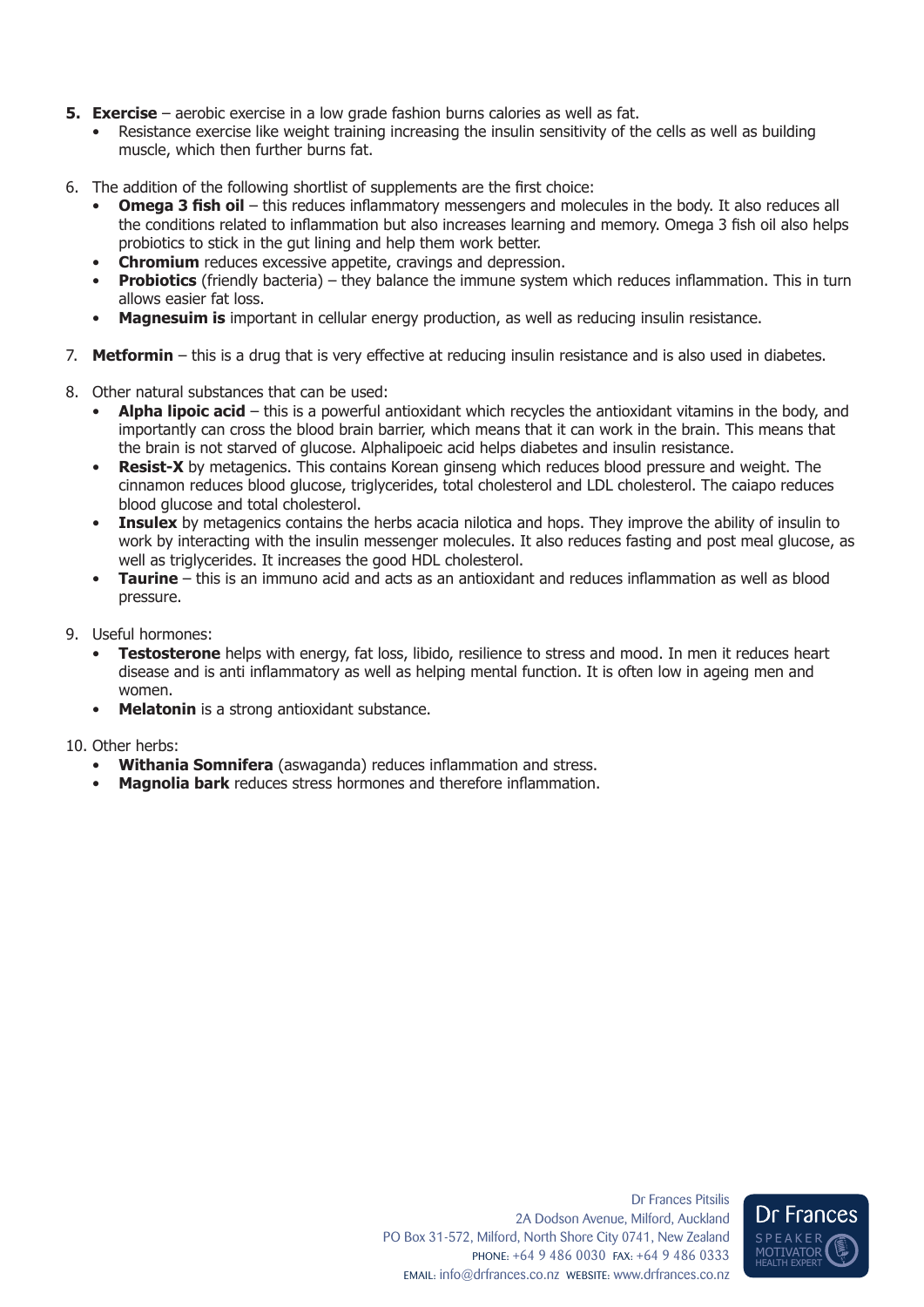5. **Exercise** – aerobic exercise in a low grade fashion burns calories as well as fat.
   - Resistance exercise like weight training increasing the insulin sensitivity of the cells as well as building muscle, which then further burns fat.

6. The addition of the following shortlist of supplements are the first choice:
   - **Omega 3 fish oil** – this reduces inflammatory messengers and molecules in the body. It also reduces all the conditions related to inflammation but also increases learning and memory. Omega 3 fish oil also helps probiotics to stick in the gut lining and help them work better.
   - **Chromium** reduces excessive appetite, cravings and depression.
   - **Probiotics** (friendly bacteria) – they balance the immune system which reduces inflammation. This in turn allows easier fat loss.
   - **Magnesuim is** important in cellular energy production, as well as reducing insulin resistance.

7. **Metformin** – this is a drug that is very effective at reducing insulin resistance and is also used in diabetes.

8. Other natural substances that can be used:
   - **Alpha lipoic acid** – this is a powerful antioxidant which recycles the antioxidant vitamins in the body, and importantly can cross the blood brain barrier, which means that it can work in the brain. This means that the brain is not starved of glucose. Alphalipoeic acid helps diabetes and insulin resistance.
   - **Resist-X** by metagenics. This contains Korean ginseng which reduces blood pressure and weight. The cinnamon reduces blood glucose, triglycerides, total cholesterol and LDL cholesterol. The caiapo reduces blood glucose and total cholesterol.
   - **Insulex** by metagenics contains the herbs acacia nilotica and hops. They improve the ability of insulin to work by interacting with the insulin messenger molecules. It also reduces fasting and post meal glucose, as well as triglycerides. It increases the good HDL cholesterol.
   - **Taurine** – this is an immuno acid and acts as an antioxidant and reduces inflammation as well as blood pressure.

9. Useful hormones:
   - **Testosterone** helps with energy, fat loss, libido, resilience to stress and mood. In men it reduces heart disease and is anti inflammatory as well as helping mental function. It is often low in ageing men and women.
   - **Melatonin** is a strong antioxidant substance.

10. Other herbs:
    - **Withania Somnifera** (aswaganda) reduces inflammation and stress.
    - **Magnolia bark** reduces stress hormones and therefore inflammation.

Dr Frances Pitsilis
2A Dodson Avenue, Milford, Auckland
PO Box 31-572, Milford, North Shore City 0741, New Zealand
PHONE: +64 9 486 0030 FAX: +64 9 486 0333
EMAIL: info@drfrances.co.nz WEBSITE: www.drfrances.co.nz

Dr Frances
SPEAKER
MOTIVATOR
HEALTH EXPERT